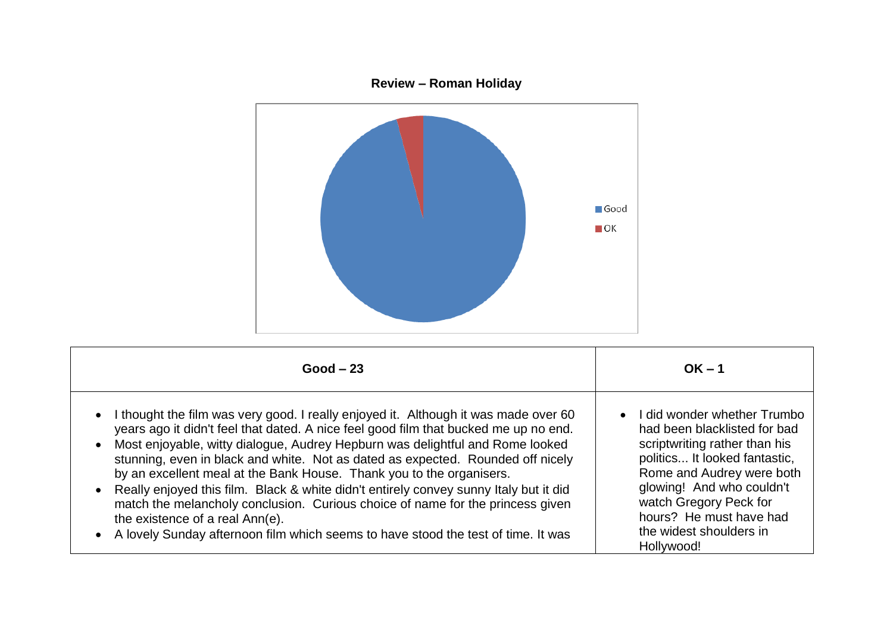**Review – Roman Holiday**

| Good – 23 | OK – 1 |
|---|---|
| • I thought the film was very good. I really enjoyed it. Although it was made over 60 years ago it didn't feel that dated. A nice feel good film that bucked me up no end.<br>• Most enjoyable, witty dialogue, Audrey Hepburn was delightful and Rome looked stunning, even in black and white. Not as dated as expected. Rounded off nicely by an excellent meal at the Bank House. Thank you to the organisers.<br>• Really enjoyed this film. Black & white didn't entirely convey sunny Italy but it did match the melancholy conclusion. Curious choice of name for the princess given the existence of a real Ann(e).<br>• A lovely Sunday afternoon film which seems to have stood the test of time. It was | • I did wonder whether Trumbo had been blacklisted for bad scriptwriting rather than his politics... It looked fantastic, Rome and Audrey were both glowing! And who couldn't watch Gregory Peck for hours? He must have had the widest shoulders in Hollywood! |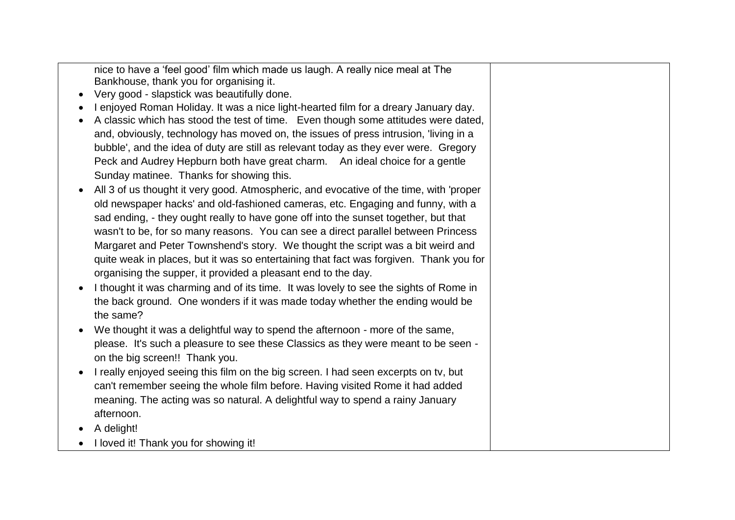| | |
|---|---|
| nice to have a 'feel good' film which made us laugh. A really nice meal at The Bankhouse, thank you for organising it.<br>• Very good - slapstick was beautifully done.<br>• I enjoyed Roman Holiday. It was a nice light-hearted film for a dreary January day.<br>• A classic which has stood the test of time. Even though some attitudes were dated, and, obviously, technology has moved on, the issues of press intrusion, 'living in a bubble', and the idea of duty are still as relevant today as they ever were. Gregory Peck and Audrey Hepburn both have great charm. An ideal choice for a gentle Sunday matinee. Thanks for showing this.<br>• All 3 of us thought it very good. Atmospheric, and evocative of the time, with 'proper old newspaper hacks' and old-fashioned cameras, etc. Engaging and funny, with a sad ending, - they ought really to have gone off into the sunset together, but that wasn't to be, for so many reasons. You can see a direct parallel between Princess Margaret and Peter Townshend's story. We thought the script was a bit weird and quite weak in places, but it was so entertaining that fact was forgiven. Thank you for organising the supper, it provided a pleasant end to the day.<br>• I thought it was charming and of its time. It was lovely to see the sights of Rome in the back ground. One wonders if it was made today whether the ending would be the same?<br>• We thought it was a delightful way to spend the afternoon - more of the same, please. It's such a pleasure to see these Classics as they were meant to be seen - on the big screen!! Thank you.<br>• I really enjoyed seeing this film on the big screen. I had seen excerpts on tv, but can't remember seeing the whole film before. Having visited Rome it had added meaning. The acting was so natural. A delightful way to spend a rainy January afternoon.<br>• A delight!<br>• I loved it! Thank you for showing it! | |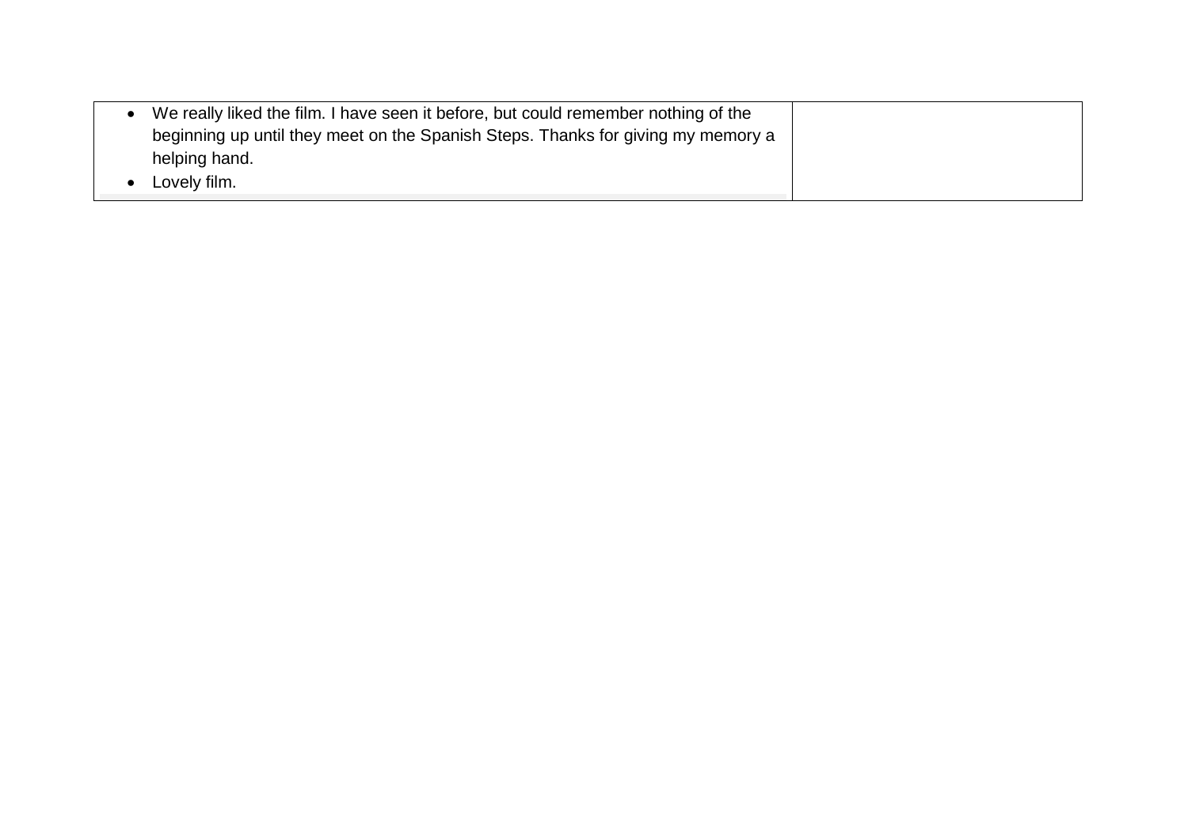| | |
|---|---|
| • We really liked the film. I have seen it before, but could remember nothing of the beginning up until they meet on the Spanish Steps. Thanks for giving my memory a helping hand.<br>• Lovely film. | |